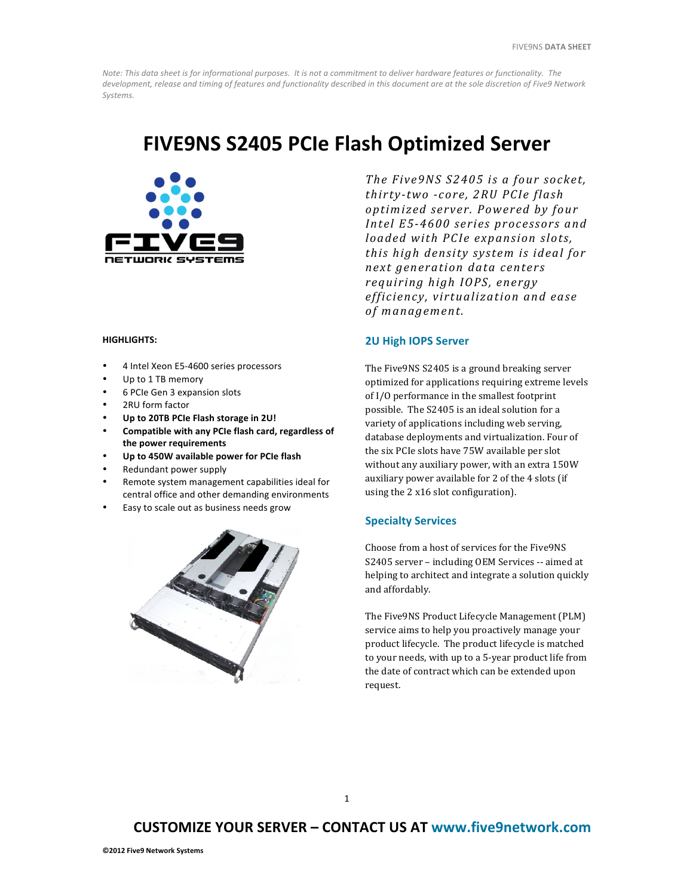*Note: This data sheet is for informational purposes. It is not a commitment to deliver hardware features or functionality. The development, release and timing of features and functionality described in this document are at the sole discretion of Five9 Network Systems.*

# FIVE9NS S2405 PCIe Flash Optimized Server

*The Five9NS S2405 is a four socket, thirty-two -core, 2RU PCIe flash optimized server. Powered by four Intel E5-4600 series processors and loaded with PCIe expansion slots, this high density system is ideal for next generation data centers requiring high IOPS, energy efficiency, virtualization and ease of management.*

**HIGHLIGHTS:**

- 4 Intel Xeon E5-4600 series processors
- Up to 1 TB memory
- 6 PCIe Gen 3 expansion slots
- 2RU form factor
- **Up to 20TB PCIe Flash storage in 2U!**
- **Compatible with any PCIe flash card, regardless of the power requirements**
- **Up to 450W available power for PCIe flash**
- Redundant power supply
- Remote system management capabilities ideal for central office and other demanding environments
- Easy to scale out as business needs grow

## 2U High IOPS Server

The Five9NS S2405 is a ground breaking server optimized for applications requiring extreme levels of I/O performance in the smallest footprint possible. The S2405 is an ideal solution for a variety of applications including web serving, database deployments and virtualization. Four of the six PCIe slots have 75W available per slot without any auxiliary power, with an extra 150W auxiliary power available for 2 of the 4 slots (if using the 2 x16 slot configuration).

## Specialty Services

Choose from a host of services for the Five9NS S2405 server – including OEM Services -- aimed at helping to architect and integrate a solution quickly and affordably.

The Five9NS Product Lifecycle Management (PLM) service aims to help you proactively manage your product lifecycle. The product lifecycle is matched to your needs, with up to a 5-year product life from the date of contract which can be extended upon request.

**CUSTOMIZE YOUR SERVER – CONTACT US AT www.five9network.com**

**©2012 Five9 Network Systems**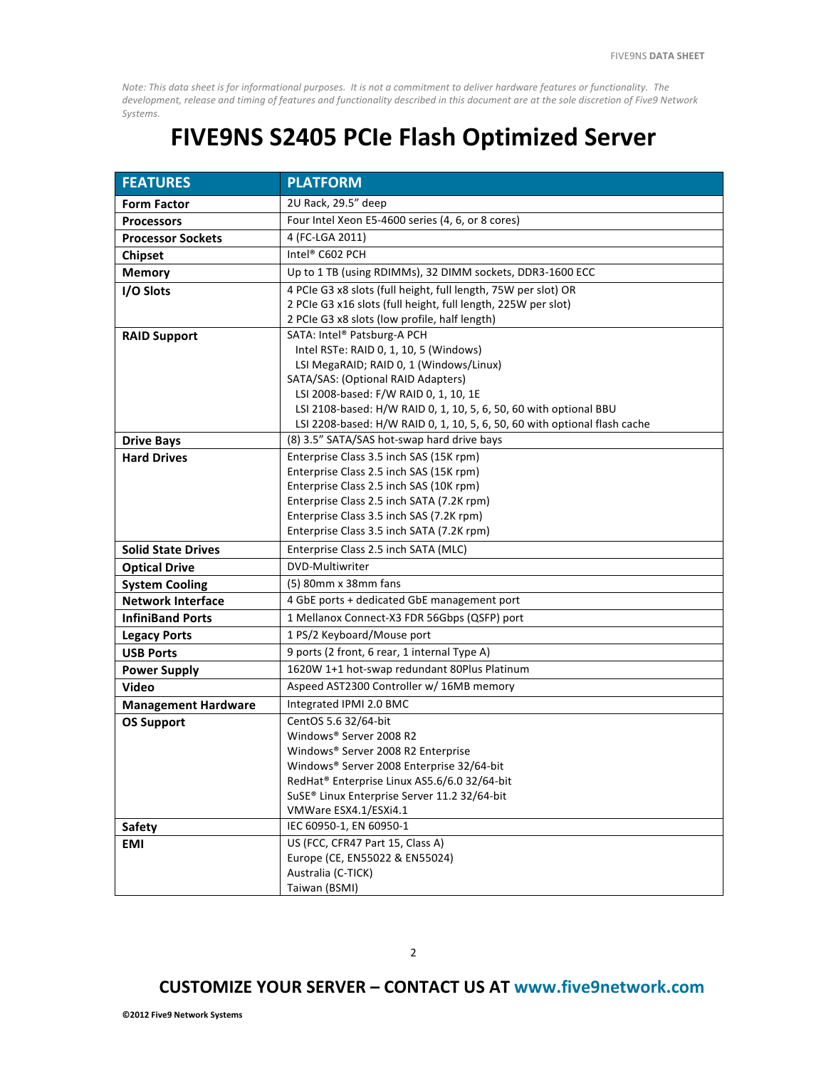*Note: This data sheet is for informational purposes. It is not a commitment to deliver hardware features or functionality. The development, release and timing of features and functionality described in this document are at the sole discretion of Five9 Network Systems.*

# FIVE9NS S2405 PCIe Flash Optimized Server

| FEATURES | PLATFORM |
|---|---|
| **Form Factor** | 2U Rack, 29.5" deep |
| **Processors** | Four Intel Xeon E5-4600 series (4, 6, or 8 cores) |
| **Processor Sockets** | 4 (FC-LGA 2011) |
| **Chipset** | Intel® C602 PCH |
| **Memory** | Up to 1 TB (using RDIMMs), 32 DIMM sockets, DDR3-1600 ECC |
| **I/O Slots** | 4 PCIe G3 x8 slots (full height, full length, 75W per slot) OR<br>2 PCIe G3 x16 slots (full height, full length, 225W per slot)<br>2 PCIe G3 x8 slots (low profile, half length) |
| **RAID Support** | SATA: Intel® Patsburg-A PCH<br>Intel RSTe: RAID 0, 1, 10, 5 (Windows)<br>LSI MegaRAID; RAID 0, 1 (Windows/Linux)<br>SATA/SAS: (Optional RAID Adapters)<br>LSI 2008-based: F/W RAID 0, 1, 10, 1E<br>LSI 2108-based: H/W RAID 0, 1, 10, 5, 6, 50, 60 with optional BBU<br>LSI 2208-based: H/W RAID 0, 1, 10, 5, 6, 50, 60 with optional flash cache |
| **Drive Bays** | (8) 3.5" SATA/SAS hot-swap hard drive bays |
| **Hard Drives** | Enterprise Class 3.5 inch SAS (15K rpm)<br>Enterprise Class 2.5 inch SAS (15K rpm)<br>Enterprise Class 2.5 inch SAS (10K rpm)<br>Enterprise Class 2.5 inch SATA (7.2K rpm)<br>Enterprise Class 3.5 inch SAS (7.2K rpm)<br>Enterprise Class 3.5 inch SATA (7.2K rpm) |
| **Solid State Drives** | Enterprise Class 2.5 inch SATA (MLC) |
| **Optical Drive** | DVD-Multiwriter |
| **System Cooling** | (5) 80mm x 38mm fans |
| **Network Interface** | 4 GbE ports + dedicated GbE management port |
| **InfiniBand Ports** | 1 Mellanox Connect-X3 FDR 56Gbps (QSFP) port |
| **Legacy Ports** | 1 PS/2 Keyboard/Mouse port |
| **USB Ports** | 9 ports (2 front, 6 rear, 1 internal Type A) |
| **Power Supply** | 1620W 1+1 hot-swap redundant 80Plus Platinum |
| **Video** | Aspeed AST2300 Controller w/ 16MB memory |
| **Management Hardware** | Integrated IPMI 2.0 BMC |
| **OS Support** | CentOS 5.6 32/64-bit<br>Windows® Server 2008 R2<br>Windows® Server 2008 R2 Enterprise<br>Windows® Server 2008 Enterprise 32/64-bit<br>RedHat® Enterprise Linux AS5.6/6.0 32/64-bit<br>SuSE® Linux Enterprise Server 11.2 32/64-bit<br>VMWare ESX4.1/ESXi4.1 |
| **Safety** | IEC 60950-1, EN 60950-1 |
| **EMI** | US (FCC, CFR47 Part 15, Class A)<br>Europe (CE, EN55022 & EN55024)<br>Australia (C-TICK)<br>Taiwan (BSMI) |

**CUSTOMIZE YOUR SERVER – CONTACT US AT www.five9network.com**

**©2012 Five9 Network Systems**